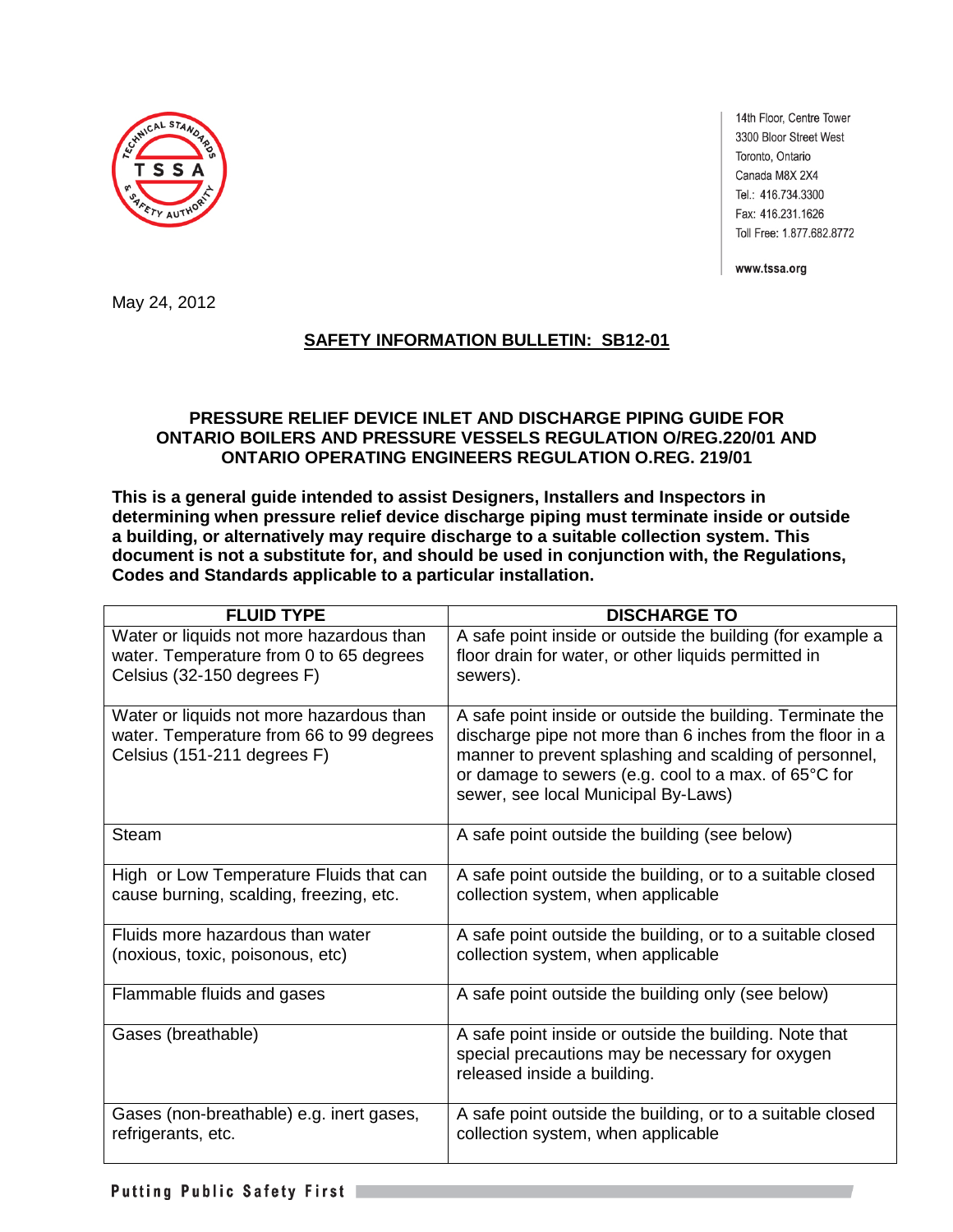14th Floor, Centre Tower
3300 Bloor Street West
Toronto, Ontario
Canada M8X 2X4
Tel.: 416.734.3300
Fax: 416.231.1626
Toll Free: 1.877.682.8772

www.tssa.org

May 24, 2012

## SAFETY INFORMATION BULLETIN: SB12-01

### PRESSURE RELIEF DEVICE INLET AND DISCHARGE PIPING GUIDE FOR ONTARIO BOILERS AND PRESSURE VESSELS REGULATION O/REG.220/01 AND ONTARIO OPERATING ENGINEERS REGULATION O.REG. 219/01

**This is a general guide intended to assist Designers, Installers and Inspectors in determining when pressure relief device discharge piping must terminate inside or outside a building, or alternatively may require discharge to a suitable collection system. This document is not a substitute for, and should be used in conjunction with, the Regulations, Codes and Standards applicable to a particular installation.**

| FLUID TYPE | DISCHARGE TO |
|---|---|
| Water or liquids not more hazardous than water. Temperature from 0 to 65 degrees Celsius (32-150 degrees F) | A safe point inside or outside the building (for example a floor drain for water, or other liquids permitted in sewers). |
| Water or liquids not more hazardous than water. Temperature from 66 to 99 degrees Celsius (151-211 degrees F) | A safe point inside or outside the building. Terminate the discharge pipe not more than 6 inches from the floor in a manner to prevent splashing and scalding of personnel, or damage to sewers (e.g. cool to a max. of 65°C for sewer, see local Municipal By-Laws) |
| Steam | A safe point outside the building (see below) |
| High or Low Temperature Fluids that can cause burning, scalding, freezing, etc. | A safe point outside the building, or to a suitable closed collection system, when applicable |
| Fluids more hazardous than water (noxious, toxic, poisonous, etc) | A safe point outside the building, or to a suitable closed collection system, when applicable |
| Flammable fluids and gases | A safe point outside the building only (see below) |
| Gases (breathable) | A safe point inside or outside the building. Note that special precautions may be necessary for oxygen released inside a building. |
| Gases (non-breathable) e.g. inert gases, refrigerants, etc. | A safe point outside the building, or to a suitable closed collection system, when applicable |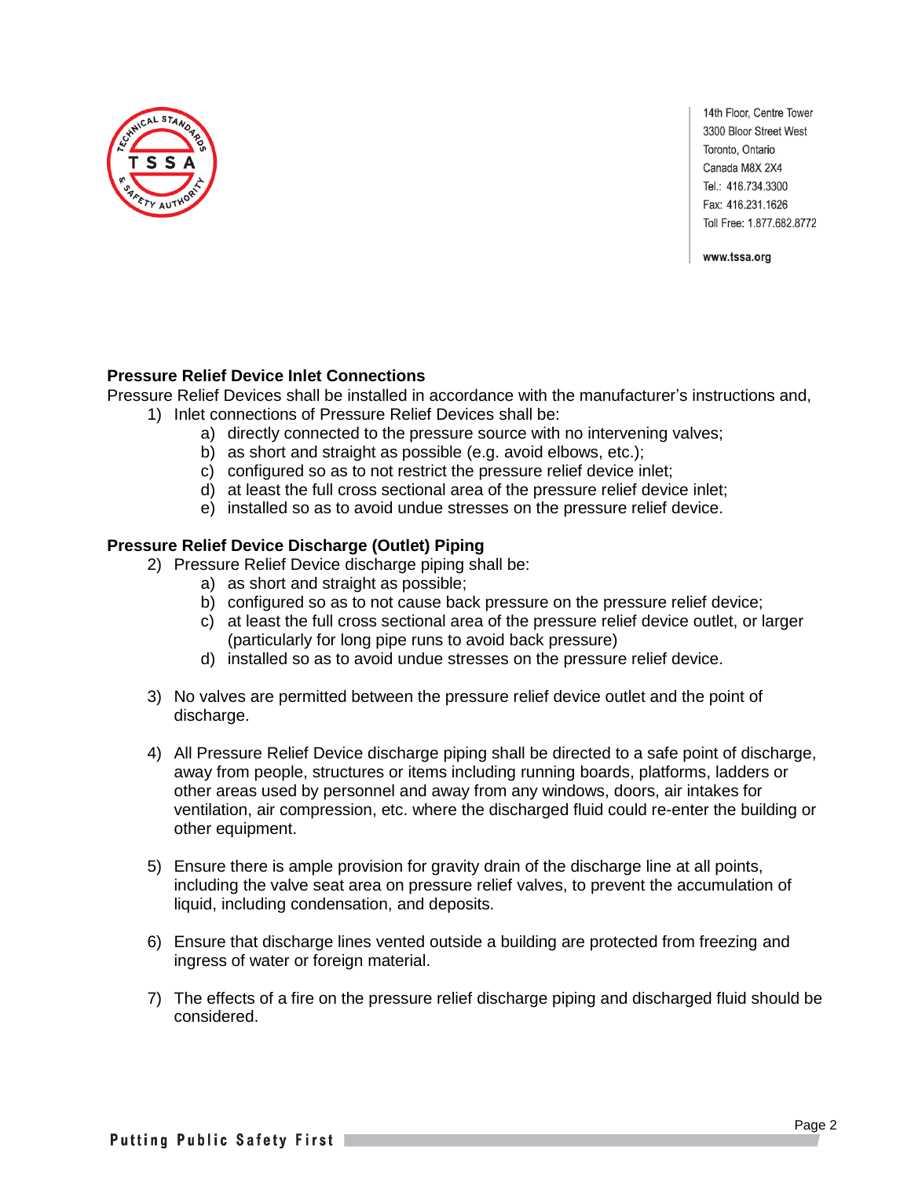### Pressure Relief Device Inlet Connections

Pressure Relief Devices shall be installed in accordance with the manufacturer's instructions and,

1) Inlet connections of Pressure Relief Devices shall be:
   a) directly connected to the pressure source with no intervening valves;
   b) as short and straight as possible (e.g. avoid elbows, etc.);
   c) configured so as to not restrict the pressure relief device inlet;
   d) at least the full cross sectional area of the pressure relief device inlet;
   e) installed so as to avoid undue stresses on the pressure relief device.

### Pressure Relief Device Discharge (Outlet) Piping

2) Pressure Relief Device discharge piping shall be:
   a) as short and straight as possible;
   b) configured so as to not cause back pressure on the pressure relief device;
   c) at least the full cross sectional area of the pressure relief device outlet, or larger (particularly for long pipe runs to avoid back pressure)
   d) installed so as to avoid undue stresses on the pressure relief device.

3) No valves are permitted between the pressure relief device outlet and the point of discharge.

4) All Pressure Relief Device discharge piping shall be directed to a safe point of discharge, away from people, structures or items including running boards, platforms, ladders or other areas used by personnel and away from any windows, doors, air intakes for ventilation, air compression, etc. where the discharged fluid could re-enter the building or other equipment.

5) Ensure there is ample provision for gravity drain of the discharge line at all points, including the valve seat area on pressure relief valves, to prevent the accumulation of liquid, including condensation, and deposits.

6) Ensure that discharge lines vented outside a building are protected from freezing and ingress of water or foreign material.

7) The effects of a fire on the pressure relief discharge piping and discharged fluid should be considered.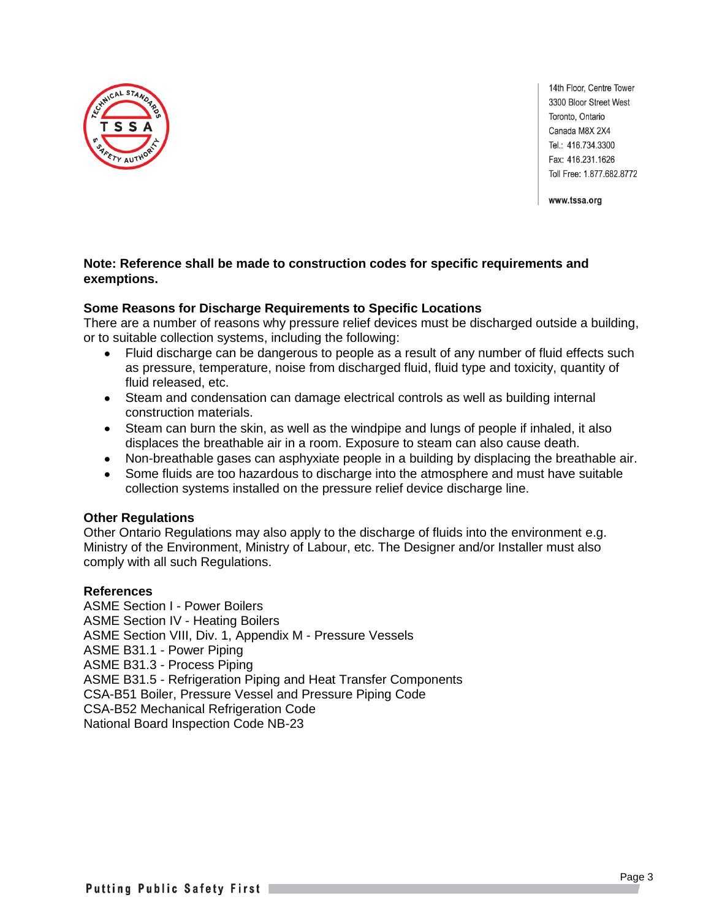**Note: Reference shall be made to construction codes for specific requirements and exemptions.**

### Some Reasons for Discharge Requirements to Specific Locations

There are a number of reasons why pressure relief devices must be discharged outside a building, or to suitable collection systems, including the following:

- Fluid discharge can be dangerous to people as a result of any number of fluid effects such as pressure, temperature, noise from discharged fluid, fluid type and toxicity, quantity of fluid released, etc.
- Steam and condensation can damage electrical controls as well as building internal construction materials.
- Steam can burn the skin, as well as the windpipe and lungs of people if inhaled, it also displaces the breathable air in a room. Exposure to steam can also cause death.
- Non-breathable gases can asphyxiate people in a building by displacing the breathable air.
- Some fluids are too hazardous to discharge into the atmosphere and must have suitable collection systems installed on the pressure relief device discharge line.

### Other Regulations

Other Ontario Regulations may also apply to the discharge of fluids into the environment e.g. Ministry of the Environment, Ministry of Labour, etc. The Designer and/or Installer must also comply with all such Regulations.

### References

ASME Section I - Power Boilers
ASME Section IV - Heating Boilers
ASME Section VIII, Div. 1, Appendix M - Pressure Vessels
ASME B31.1 - Power Piping
ASME B31.3 - Process Piping
ASME B31.5 - Refrigeration Piping and Heat Transfer Components
CSA-B51 Boiler, Pressure Vessel and Pressure Piping Code
CSA-B52 Mechanical Refrigeration Code
National Board Inspection Code NB-23